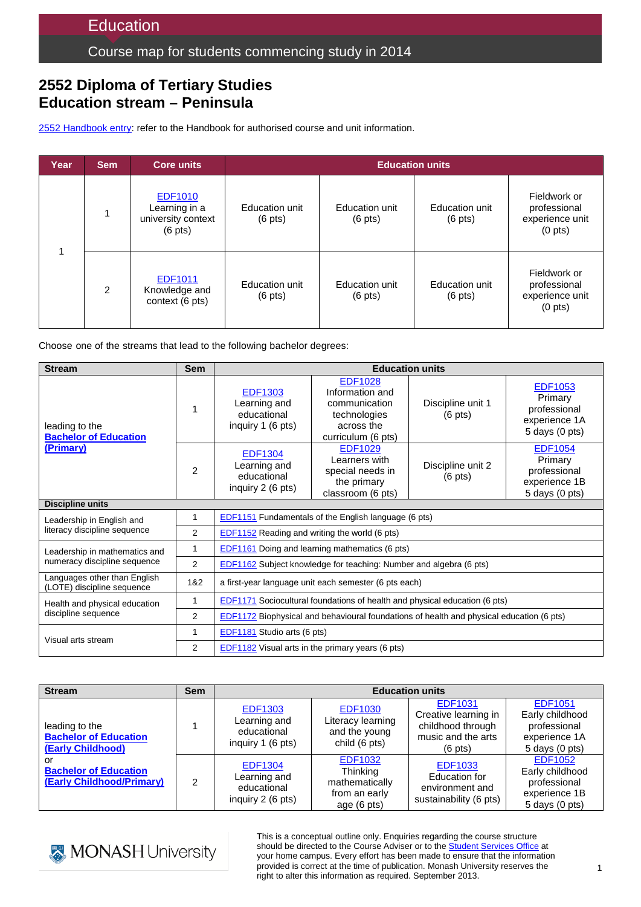# Education

## Course map for students commencing study in 2014

## 2552 Diploma of Tertiary Studies
## Education stream – Peninsula

2552 Handbook entry: refer to the Handbook for authorised course and unit information.

| Year | Sem | Core units | Education units | | | |
|---|---|---|---|---|---|---|
| 1 | 1 | EDF1010 Learning in a university context (6 pts) | Education unit (6 pts) | Education unit (6 pts) | Education unit (6 pts) | Fieldwork or professional experience unit (0 pts) |
| | 2 | EDF1011 Knowledge and context (6 pts) | Education unit (6 pts) | Education unit (6 pts) | Education unit (6 pts) | Fieldwork or professional experience unit (0 pts) |

Choose one of the streams that lead to the following bachelor degrees:

| Stream | Sem | Education units | | | |
|---|---|---|---|---|---|
| leading to the **Bachelor of Education (Primary)** | 1 | EDF1303 Learning and educational inquiry 1 (6 pts) | EDF1028 Information and communication technologies across the curriculum (6 pts) | Discipline unit 1 (6 pts) | EDF1053 Primary professional experience 1A 5 days (0 pts) |
| | 2 | EDF1304 Learning and educational inquiry 2 (6 pts) | EDF1029 Learners with special needs in the primary classroom (6 pts) | Discipline unit 2 (6 pts) | EDF1054 Primary professional experience 1B 5 days (0 pts) |
| **Discipline units** | | | | | |
| Leadership in English and literacy discipline sequence | 1 | EDF1151 Fundamentals of the English language (6 pts) | | | |
| | 2 | EDF1152 Reading and writing the world (6 pts) | | | |
| Leadership in mathematics and numeracy discipline sequence | 1 | EDF1161 Doing and learning mathematics (6 pts) | | | |
| | 2 | EDF1162 Subject knowledge for teaching: Number and algebra (6 pts) | | | |
| Languages other than English (LOTE) discipline sequence | 1&2 | a first-year language unit each semester (6 pts each) | | | |
| Health and physical education discipline sequence | 1 | EDF1171 Sociocultural foundations of health and physical education (6 pts) | | | |
| | 2 | EDF1172 Biophysical and behavioural foundations of health and physical education (6 pts) | | | |
| Visual arts stream | 1 | EDF1181 Studio arts (6 pts) | | | |
| | 2 | EDF1182 Visual arts in the primary years (6 pts) | | | |

| Stream | Sem | Education units | | | |
|---|---|---|---|---|---|
| leading to the **Bachelor of Education (Early Childhood)** or **Bachelor of Education (Early Childhood/Primary)** | 1 | EDF1303 Learning and educational inquiry 1 (6 pts) | EDF1030 Literacy learning and the young child (6 pts) | EDF1031 Creative learning in childhood through music and the arts (6 pts) | EDF1051 Early childhood professional experience 1A 5 days (0 pts) |
| | 2 | EDF1304 Learning and educational inquiry 2 (6 pts) | EDF1032 Thinking mathematically from an early age (6 pts) | EDF1033 Education for environment and sustainability (6 pts) | EDF1052 Early childhood professional experience 1B 5 days (0 pts) |

MONASH University

This is a conceptual outline only. Enquiries regarding the course structure should be directed to the Course Adviser or to the Student Services Office at your home campus. Every effort has been made to ensure that the information provided is correct at the time of publication. Monash University reserves the right to alter this information as required. September 2013.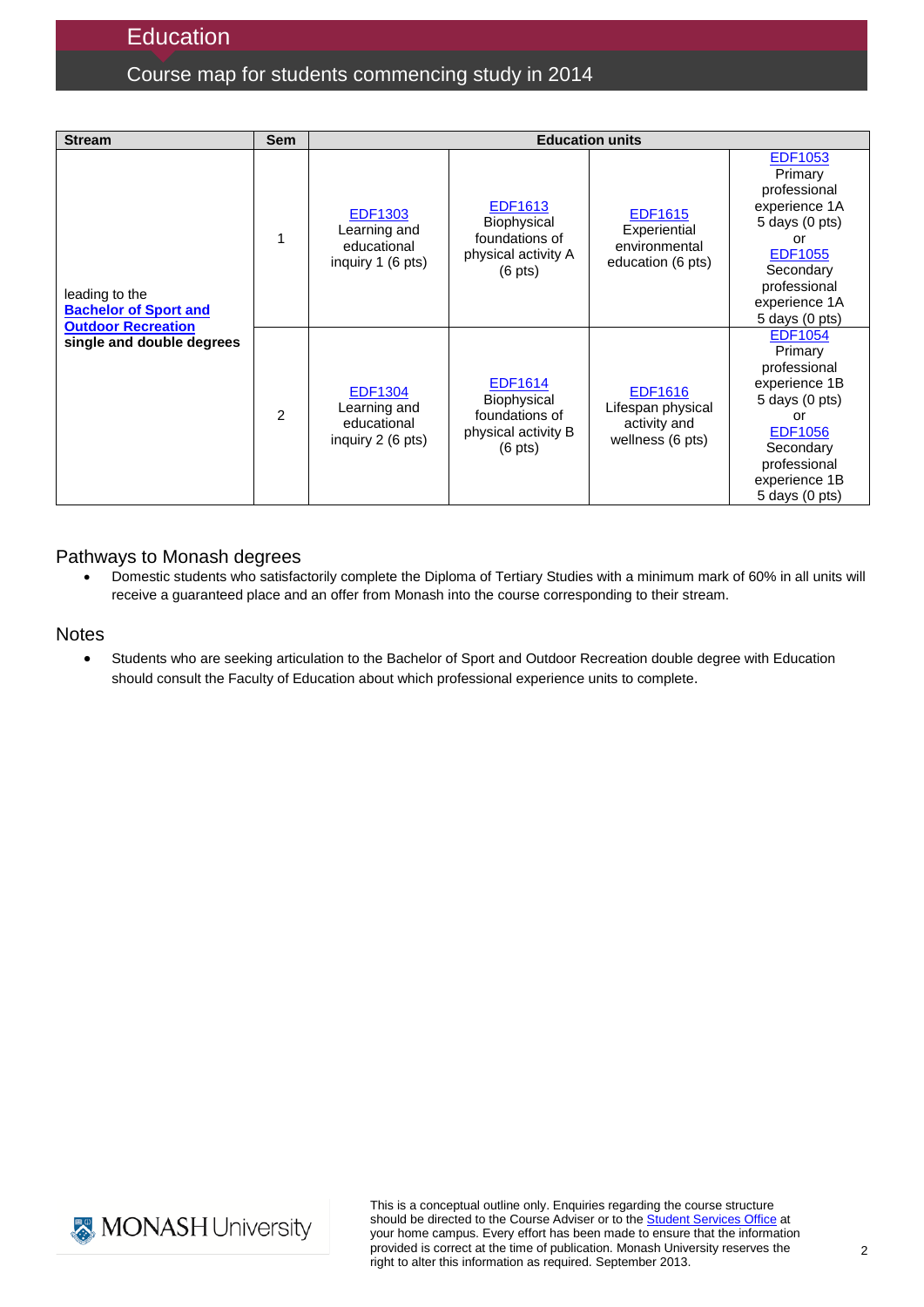# Education

## Course map for students commencing study in 2014

| Stream | Sem | Education units | | | |
|---|---|---|---|---|---|
| leading to the **Bachelor of Sport and Outdoor Recreation** **single and double degrees** | 1 | EDF1303 Learning and educational inquiry 1 (6 pts) | EDF1613 Biophysical foundations of physical activity A (6 pts) | EDF1615 Experiential environmental education (6 pts) | EDF1053 Primary professional experience 1A 5 days (0 pts) or EDF1055 Secondary professional experience 1A 5 days (0 pts) |
| | 2 | EDF1304 Learning and educational inquiry 2 (6 pts) | EDF1614 Biophysical foundations of physical activity B (6 pts) | EDF1616 Lifespan physical activity and wellness (6 pts) | EDF1054 Primary professional experience 1B 5 days (0 pts) or EDF1056 Secondary professional experience 1B 5 days (0 pts) |

### Pathways to Monash degrees

- Domestic students who satisfactorily complete the Diploma of Tertiary Studies with a minimum mark of 60% in all units will receive a guaranteed place and an offer from Monash into the course corresponding to their stream.

### Notes

- Students who are seeking articulation to the Bachelor of Sport and Outdoor Recreation double degree with Education should consult the Faculty of Education about which professional experience units to complete.

MONASH University

This is a conceptual outline only. Enquiries regarding the course structure should be directed to the Course Adviser or to the Student Services Office at your home campus. Every effort has been made to ensure that the information provided is correct at the time of publication. Monash University reserves the right to alter this information as required. September 2013.